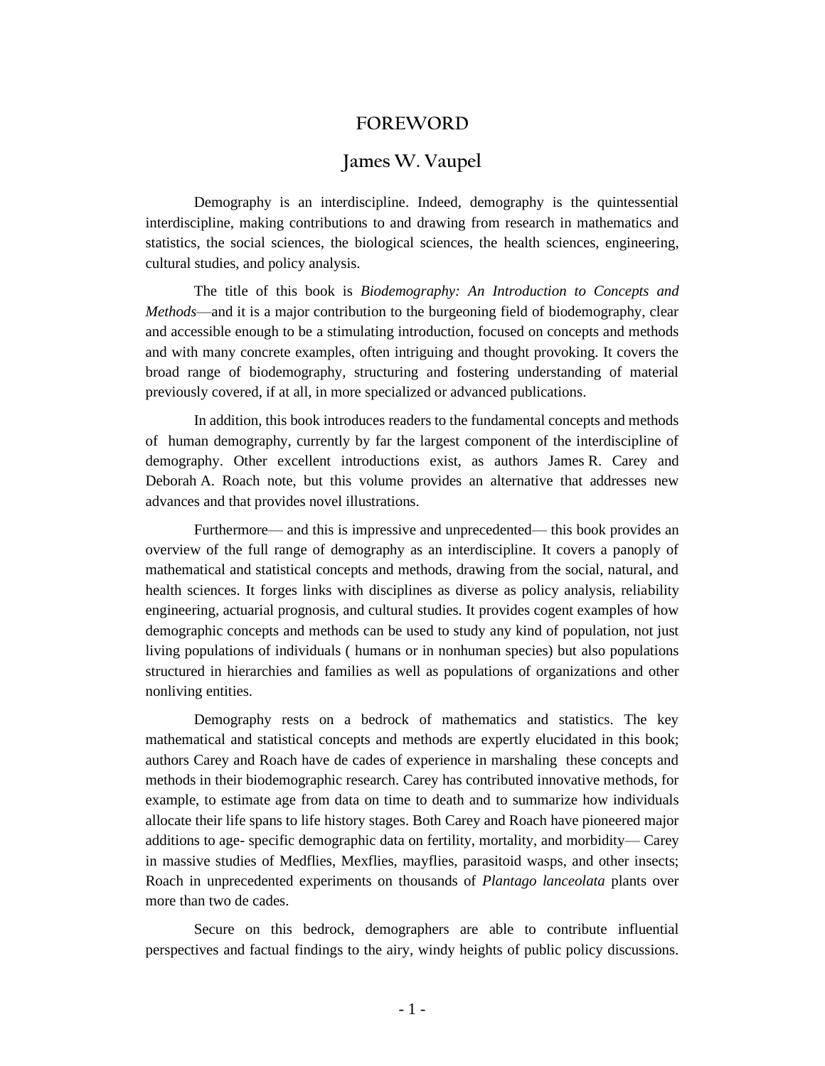# FOREWORD

## James W. Vaupel

Demography is an interdiscipline. Indeed, demography is the quintessential interdiscipline, making contributions to and drawing from research in mathematics and statistics, the social sciences, the biological sciences, the health sciences, engineering, cultural studies, and policy analysis.

The title of this book is *Biodemography: An Introduction to Concepts and Methods*—and it is a major contribution to the burgeoning field of biodemography, clear and accessible enough to be a stimulating introduction, focused on concepts and methods and with many concrete examples, often intriguing and thought provoking. It covers the broad range of biodemography, structuring and fostering understanding of material previously covered, if at all, in more specialized or advanced publications.

In addition, this book introduces readers to the fundamental concepts and methods of human demography, currently by far the largest component of the interdiscipline of demography. Other excellent introductions exist, as authors James R. Carey and Deborah A. Roach note, but this volume provides an alternative that addresses new advances and that provides novel illustrations.

Furthermore— and this is impressive and unprecedented— this book provides an overview of the full range of demography as an interdiscipline. It covers a panoply of mathematical and statistical concepts and methods, drawing from the social, natural, and health sciences. It forges links with disciplines as diverse as policy analysis, reliability engineering, actuarial prognosis, and cultural studies. It provides cogent examples of how demographic concepts and methods can be used to study any kind of population, not just living populations of individuals ( humans or in nonhuman species) but also populations structured in hierarchies and families as well as populations of organizations and other nonliving entities.

Demography rests on a bedrock of mathematics and statistics. The key mathematical and statistical concepts and methods are expertly elucidated in this book; authors Carey and Roach have de cades of experience in marshaling these concepts and methods in their biodemographic research. Carey has contributed innovative methods, for example, to estimate age from data on time to death and to summarize how individuals allocate their life spans to life history stages. Both Carey and Roach have pioneered major additions to age- specific demographic data on fertility, mortality, and morbidity— Carey in massive studies of Medflies, Mexflies, mayflies, parasitoid wasps, and other insects; Roach in unprecedented experiments on thousands of *Plantago lanceolata* plants over more than two de cades.

Secure on this bedrock, demographers are able to contribute influential perspectives and factual findings to the airy, windy heights of public policy discussions.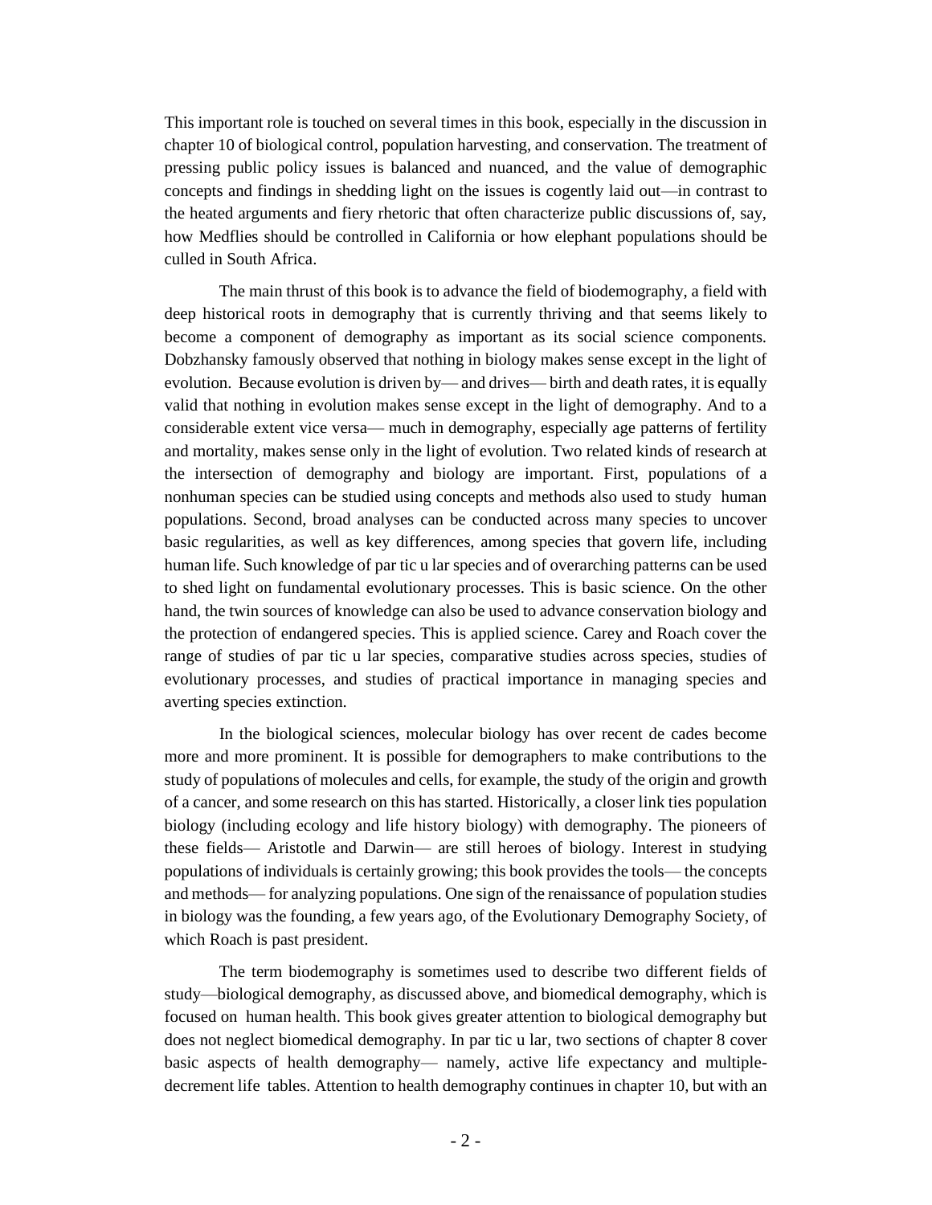This important role is touched on several times in this book, especially in the discussion in chapter 10 of biological control, population harvesting, and conservation. The treatment of pressing public policy issues is balanced and nuanced, and the value of demographic concepts and findings in shedding light on the issues is cogently laid out—in contrast to the heated arguments and fiery rhetoric that often characterize public discussions of, say, how Medflies should be controlled in California or how elephant populations should be culled in South Africa.

The main thrust of this book is to advance the field of biodemography, a field with deep historical roots in demography that is currently thriving and that seems likely to become a component of demography as important as its social science components. Dobzhansky famously observed that nothing in biology makes sense except in the light of evolution. Because evolution is driven by— and drives— birth and death rates, it is equally valid that nothing in evolution makes sense except in the light of demography. And to a considerable extent vice versa— much in demography, especially age patterns of fertility and mortality, makes sense only in the light of evolution. Two related kinds of research at the intersection of demography and biology are important. First, populations of a nonhuman species can be studied using concepts and methods also used to study human populations. Second, broad analyses can be conducted across many species to uncover basic regularities, as well as key differences, among species that govern life, including human life. Such knowledge of par tic u lar species and of overarching patterns can be used to shed light on fundamental evolutionary processes. This is basic science. On the other hand, the twin sources of knowledge can also be used to advance conservation biology and the protection of endangered species. This is applied science. Carey and Roach cover the range of studies of par tic u lar species, comparative studies across species, studies of evolutionary processes, and studies of practical importance in managing species and averting species extinction.

In the biological sciences, molecular biology has over recent de cades become more and more prominent. It is possible for demographers to make contributions to the study of populations of molecules and cells, for example, the study of the origin and growth of a cancer, and some research on this has started. Historically, a closer link ties population biology (including ecology and life history biology) with demography. The pioneers of these fields— Aristotle and Darwin— are still heroes of biology. Interest in studying populations of individuals is certainly growing; this book provides the tools— the concepts and methods— for analyzing populations. One sign of the renaissance of population studies in biology was the founding, a few years ago, of the Evolutionary Demography Society, of which Roach is past president.

The term biodemography is sometimes used to describe two different fields of study—biological demography, as discussed above, and biomedical demography, which is focused on human health. This book gives greater attention to biological demography but does not neglect biomedical demography. In par tic u lar, two sections of chapter 8 cover basic aspects of health demography— namely, active life expectancy and multiple-decrement life tables. Attention to health demography continues in chapter 10, but with an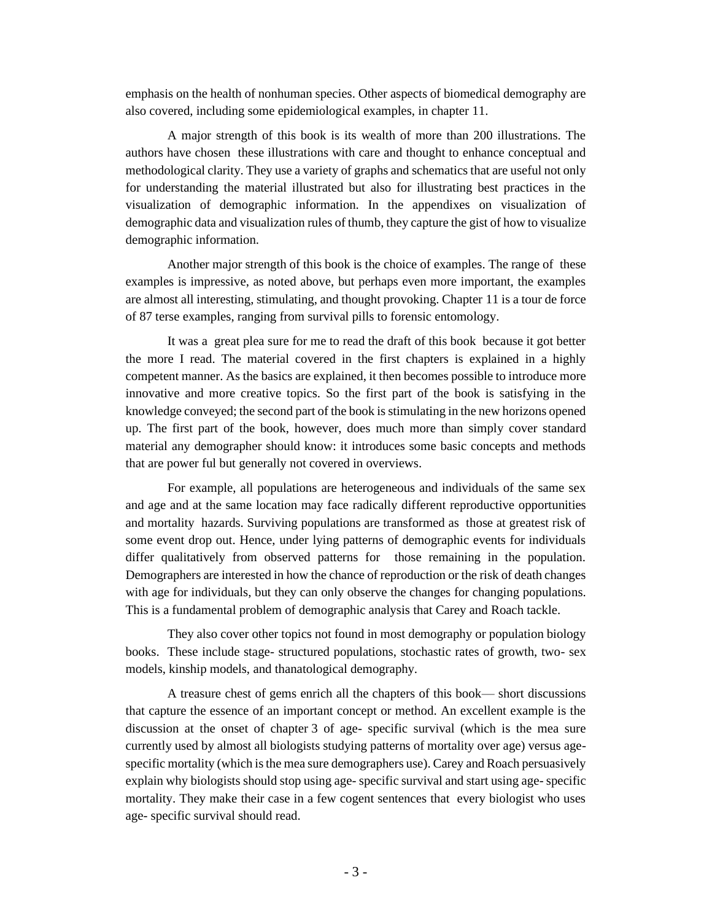emphasis on the health of nonhuman species. Other aspects of biomedical demography are also covered, including some epidemiological examples, in chapter 11.

A major strength of this book is its wealth of more than 200 illustrations. The authors have chosen these illustrations with care and thought to enhance conceptual and methodological clarity. They use a variety of graphs and schematics that are useful not only for understanding the material illustrated but also for illustrating best practices in the visualization of demographic information. In the appendixes on visualization of demographic data and visualization rules of thumb, they capture the gist of how to visualize demographic information.

Another major strength of this book is the choice of examples. The range of these examples is impressive, as noted above, but perhaps even more important, the examples are almost all interesting, stimulating, and thought provoking. Chapter 11 is a tour de force of 87 terse examples, ranging from survival pills to forensic entomology.

It was a great plea sure for me to read the draft of this book because it got better the more I read. The material covered in the first chapters is explained in a highly competent manner. As the basics are explained, it then becomes possible to introduce more innovative and more creative topics. So the first part of the book is satisfying in the knowledge conveyed; the second part of the book is stimulating in the new horizons opened up. The first part of the book, however, does much more than simply cover standard material any demographer should know: it introduces some basic concepts and methods that are power ful but generally not covered in overviews.

For example, all populations are heterogeneous and individuals of the same sex and age and at the same location may face radically different reproductive opportunities and mortality hazards. Surviving populations are transformed as those at greatest risk of some event drop out. Hence, under lying patterns of demographic events for individuals differ qualitatively from observed patterns for those remaining in the population. Demographers are interested in how the chance of reproduction or the risk of death changes with age for individuals, but they can only observe the changes for changing populations. This is a fundamental problem of demographic analysis that Carey and Roach tackle.

They also cover other topics not found in most demography or population biology books. These include stage- structured populations, stochastic rates of growth, two- sex models, kinship models, and thanatological demography.

A treasure chest of gems enrich all the chapters of this book— short discussions that capture the essence of an important concept or method. An excellent example is the discussion at the onset of chapter 3 of age- specific survival (which is the mea sure currently used by almost all biologists studying patterns of mortality over age) versus age-specific mortality (which is the mea sure demographers use). Carey and Roach persuasively explain why biologists should stop using age- specific survival and start using age- specific mortality. They make their case in a few cogent sentences that every biologist who uses age- specific survival should read.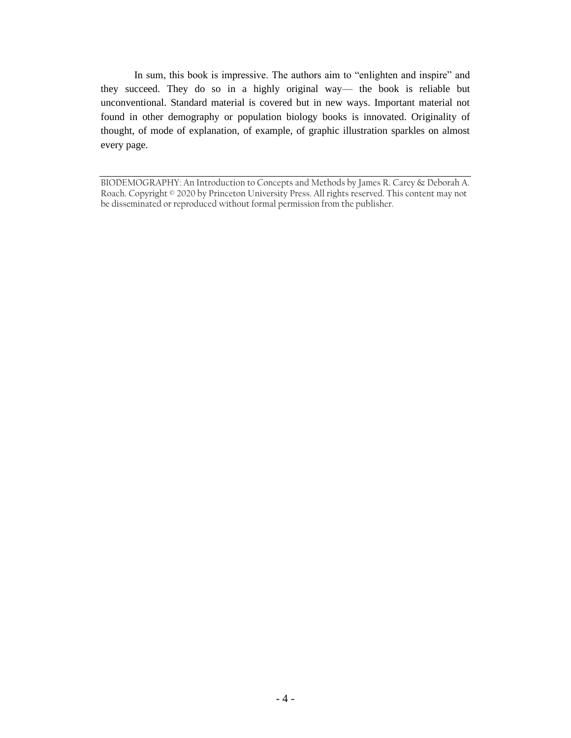In sum, this book is impressive. The authors aim to "enlighten and inspire" and they succeed. They do so in a highly original way— the book is reliable but unconventional. Standard material is covered but in new ways. Important material not found in other demography or population biology books is innovated. Originality of thought, of mode of explanation, of example, of graphic illustration sparkles on almost every page.

---

BIODEMOGRAPHY: An Introduction to Concepts and Methods by James R. Carey & Deborah A. Roach. Copyright © 2020 by Princeton University Press. All rights reserved. This content may not be disseminated or reproduced without formal permission from the publisher.